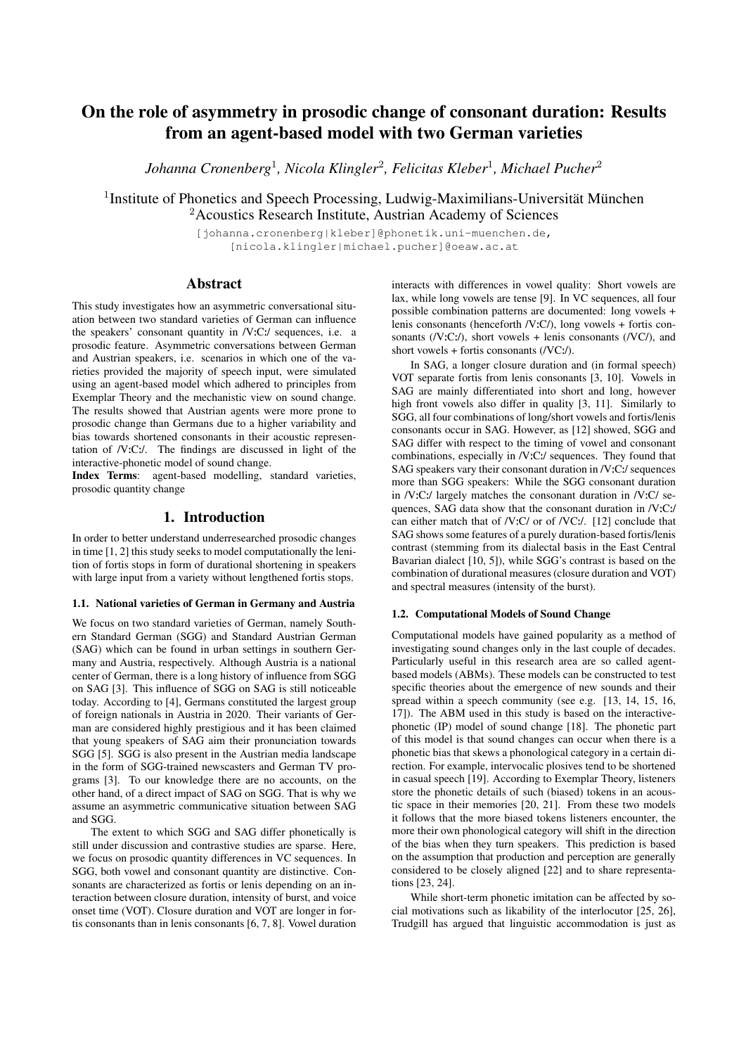# On the role of asymmetry in prosodic change of consonant duration: Results from an agent-based model with two German varieties

*Johanna Cronenberg*[1], *Nicola Klingler*[2], *Felicitas Kleber*[1], *Michael Pucher*[2]

[1]Institute of Phonetics and Speech Processing, Ludwig-Maximilians-Universität München
[2]Acoustics Research Institute, Austrian Academy of Sciences

[johanna.cronenberg|kleber]@phonetik.uni-muenchen.de,
[nicola.klingler|michael.pucher]@oeaw.ac.at

## Abstract

This study investigates how an asymmetric conversational situation between two standard varieties of German can influence the speakers' consonant quantity in /V:C:/ sequences, i.e. a prosodic feature. Asymmetric conversations between German and Austrian speakers, i.e. scenarios in which one of the varieties provided the majority of speech input, were simulated using an agent-based model which adhered to principles from Exemplar Theory and the mechanistic view on sound change. The results showed that Austrian agents were more prone to prosodic change than Germans due to a higher variability and bias towards shortened consonants in their acoustic representation of /V:C:/. The findings are discussed in light of the interactive-phonetic model of sound change.

**Index Terms**: agent-based modelling, standard varieties, prosodic quantity change

## 1. Introduction

In order to better understand underresearched prosodic changes in time [1, 2] this study seeks to model computationally the lenition of fortis stops in form of durational shortening in speakers with large input from a variety without lengthened fortis stops.

### 1.1. National varieties of German in Germany and Austria

We focus on two standard varieties of German, namely Southern Standard German (SGG) and Standard Austrian German (SAG) which can be found in urban settings in southern Germany and Austria, respectively. Although Austria is a national center of German, there is a long history of influence from SGG on SAG [3]. This influence of SGG on SAG is still noticeable today. According to [4], Germans constituted the largest group of foreign nationals in Austria in 2020. Their variants of German are considered highly prestigious and it has been claimed that young speakers of SAG aim their pronunciation towards SGG [5]. SGG is also present in the Austrian media landscape in the form of SGG-trained newscasters and German TV programs [3]. To our knowledge there are no accounts, on the other hand, of a direct impact of SAG on SGG. That is why we assume an asymmetric communicative situation between SAG and SGG.

The extent to which SGG and SAG differ phonetically is still under discussion and contrastive studies are sparse. Here, we focus on prosodic quantity differences in VC sequences. In SGG, both vowel and consonant quantity are distinctive. Consonants are characterized as fortis or lenis depending on an interaction between closure duration, intensity of burst, and voice onset time (VOT). Closure duration and VOT are longer in fortis consonants than in lenis consonants [6, 7, 8]. Vowel duration interacts with differences in vowel quality: Short vowels are lax, while long vowels are tense [9]. In VC sequences, all four possible combination patterns are documented: long vowels + lenis consonants (henceforth /V:C/), long vowels + fortis consonants (/V:C:/), short vowels + lenis consonants (/VC/), and short vowels + fortis consonants (/VC:/).

In SAG, a longer closure duration and (in formal speech) VOT separate fortis from lenis consonants [3, 10]. Vowels in SAG are mainly differentiated into short and long, however high front vowels also differ in quality [3, 11]. Similarly to SGG, all four combinations of long/short vowels and fortis/lenis consonants occur in SAG. However, as [12] showed, SGG and SAG differ with respect to the timing of vowel and consonant combinations, especially in /V:C:/ sequences. They found that SAG speakers vary their consonant duration in /V:C:/ sequences more than SGG speakers: While the SGG consonant duration in /V:C:/ largely matches the consonant duration in /V:C/ sequences, SAG data show that the consonant duration in /V:C:/ can either match that of /V:C/ or of /VC:/. [12] conclude that SAG shows some features of a purely duration-based fortis/lenis contrast (stemming from its dialectal basis in the East Central Bavarian dialect [10, 5]), while SGG's contrast is based on the combination of durational measures (closure duration and VOT) and spectral measures (intensity of the burst).

### 1.2. Computational Models of Sound Change

Computational models have gained popularity as a method of investigating sound changes only in the last couple of decades. Particularly useful in this research area are so called agent-based models (ABMs). These models can be constructed to test specific theories about the emergence of new sounds and their spread within a speech community (see e.g. [13, 14, 15, 16, 17]). The ABM used in this study is based on the interactive-phonetic (IP) model of sound change [18]. The phonetic part of this model is that sound changes can occur when there is a phonetic bias that skews a phonological category in a certain direction. For example, intervocalic plosives tend to be shortened in casual speech [19]. According to Exemplar Theory, listeners store the phonetic details of such (biased) tokens in an acoustic space in their memories [20, 21]. From these two models it follows that the more biased tokens listeners encounter, the more their own phonological category will shift in the direction of the bias when they turn speakers. This prediction is based on the assumption that production and perception are generally considered to be closely aligned [22] and to share representations [23, 24].

While short-term phonetic imitation can be affected by social motivations such as likability of the interlocutor [25, 26], Trudgill has argued that linguistic accommodation is just as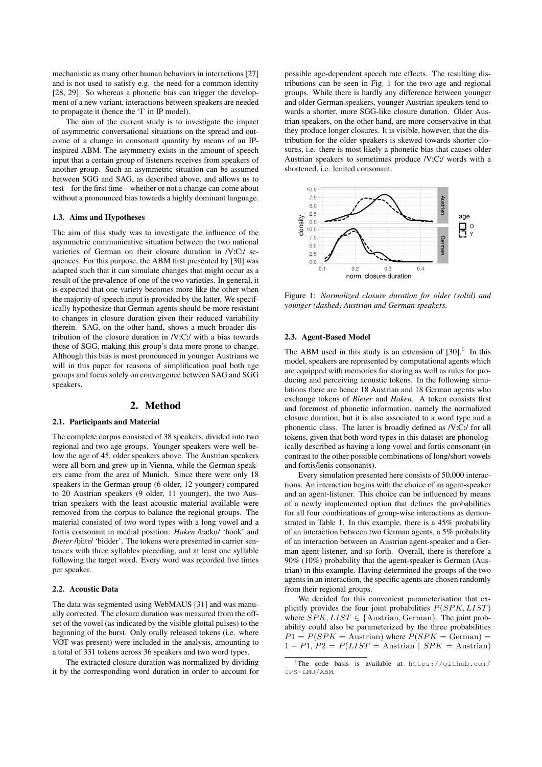mechanistic as many other human behaviors in interactions [27] and is not used to satisfy e.g. the need for a common identity [28, 29]. So whereas a phonetic bias can trigger the development of a new variant, interactions between speakers are needed to propagate it (hence the 'I' in IP model).

The aim of the current study is to investigate the impact of asymmetric conversational situations on the spread and outcome of a change in consonant quantity by means of an IP-inspired ABM. The asymmetry exists in the amount of speech input that a certain group of listeners receives from speakers of another group. Such an asymmetric situation can be assumed between SGG and SAG, as described above, and allows us to test – for the first time – whether or not a change can come about without a pronounced bias towards a highly dominant language.

### 1.3. Aims and Hypotheses

The aim of this study was to investigate the influence of the asymmetric communicative situation between the two national varieties of German on their closure duration in /V:C:/ sequences. For this purpose, the ABM first presented by [30] was adapted such that it can simulate changes that might occur as a result of the prevalence of one of the two varieties. In general, it is expected that one variety becomes more like the other when the majority of speech input is provided by the latter. We specifically hypothesize that German agents should be more resistant to changes in closure duration given their reduced variability therein. SAG, on the other hand, shows a much broader distribution of the closure duration in /V:C:/ with a bias towards those of SGG, making this group's data more prone to change. Although this bias is most pronounced in younger Austrians we will in this paper for reasons of simplification pool both age groups and focus solely on convergence between SAG and SGG speakers.

## 2. Method

### 2.1. Participants and Material

The complete corpus consisted of 38 speakers, divided into two regional and two age groups. Younger speakers were well below the age of 45, older speakers above. The Austrian speakers were all born and grew up in Vienna, while the German speakers came from the area of Munich. Since there were only 18 speakers in the German group (6 older, 12 younger) compared to 20 Austrian speakers (9 older, 11 younger), the two Austrian speakers with the least acoustic material available were removed from the corpus to balance the regional groups. The material consisted of two word types with a long vowel and a fortis consonant in medial position: *Haken* /ha:kn̩/ 'hook' and *Bieter* /bi:tɐ/ 'bidder'. The tokens were presented in carrier sentences with three syllables preceding, and at least one syllable following the target word. Every word was recorded five times per speaker.

### 2.2. Acoustic Data

The data was segmented using WebMAUS [31] and was manually corrected. The closure duration was measured from the offset of the vowel (as indicated by the visible glottal pulses) to the beginning of the burst. Only orally released tokens (i.e. where VOT was present) were included in the analysis, amounting to a total of 331 tokens across 36 speakers and two word types.

The extracted closure duration was normalized by dividing it by the corresponding word duration in order to account for possible age-dependent speech rate effects. The resulting distributions can be seen in Fig. 1 for the two age and regional groups. While there is hardly any difference between younger and older German speakers, younger Austrian speakers tend towards a shorter, more SGG-like closure duration. Older Austrian speakers, on the other hand, are more conservative in that they produce longer closures. It is visible, however, that the distribution for the older speakers is skewed towards shorter closures, i.e. there is most likely a phonetic bias that causes older Austrian speakers to sometimes produce /V:C:/ words with a shortened, i.e. lenited consonant.

Figure 1: *Normalized closure duration for older (solid) and younger (dashed) Austrian and German speakers.*

### 2.3. Agent-Based Model

The ABM used in this study is an extension of [30].[1] In this model, speakers are represented by computational agents which are equipped with memories for storing as well as rules for producing and perceiving acoustic tokens. In the following simulations there are hence 18 Austrian and 18 German agents who exchange tokens of *Bieter* and *Haken*. A token consists first and foremost of phonetic information, namely the normalized closure duration, but it is also associated to a word type and a phonemic class. The latter is broadly defined as /V:C:/ for all tokens, given that both word types in this dataset are phonologically described as having a long vowel and fortis consonant (in contrast to the other possible combinations of long/short vowels and fortis/lenis consonants).

Every simulation presented here consists of 50,000 interactions. An interaction begins with the choice of an agent-speaker and an agent-listener. This choice can be influenced by means of a newly implemented option that defines the probabilities for all four combinations of group-wise interactions as demonstrated in Table 1. In this example, there is a 45% probability of an interaction between two German agents, a 5% probability of an interaction between an Austrian agent-speaker and a German agent-listener, and so forth. Overall, there is therefore a 90% (10%) probability that the agent-speaker is German (Austrian) in this example. Having determined the groups of the two agents in an interaction, the specific agents are chosen randomly from their regional groups.

We decided for this convenient parameterisation that explicitly provides the four joint probabilities $P(SPK, LIST)$ where $SPK, LIST \in \{\text{Austrian}, \text{German}\}$. The joint probability could also be parameterized by the three probabilities $P1 = P(SPK = \text{Austrian})$ where $P(SPK = \text{German}) = 1 - P1$, $P2 = P(LIST = \text{Austrian} \mid SPK = \text{Austrian})$

[1] The code basis is available at https://github.com/IPS-LMU/ABM.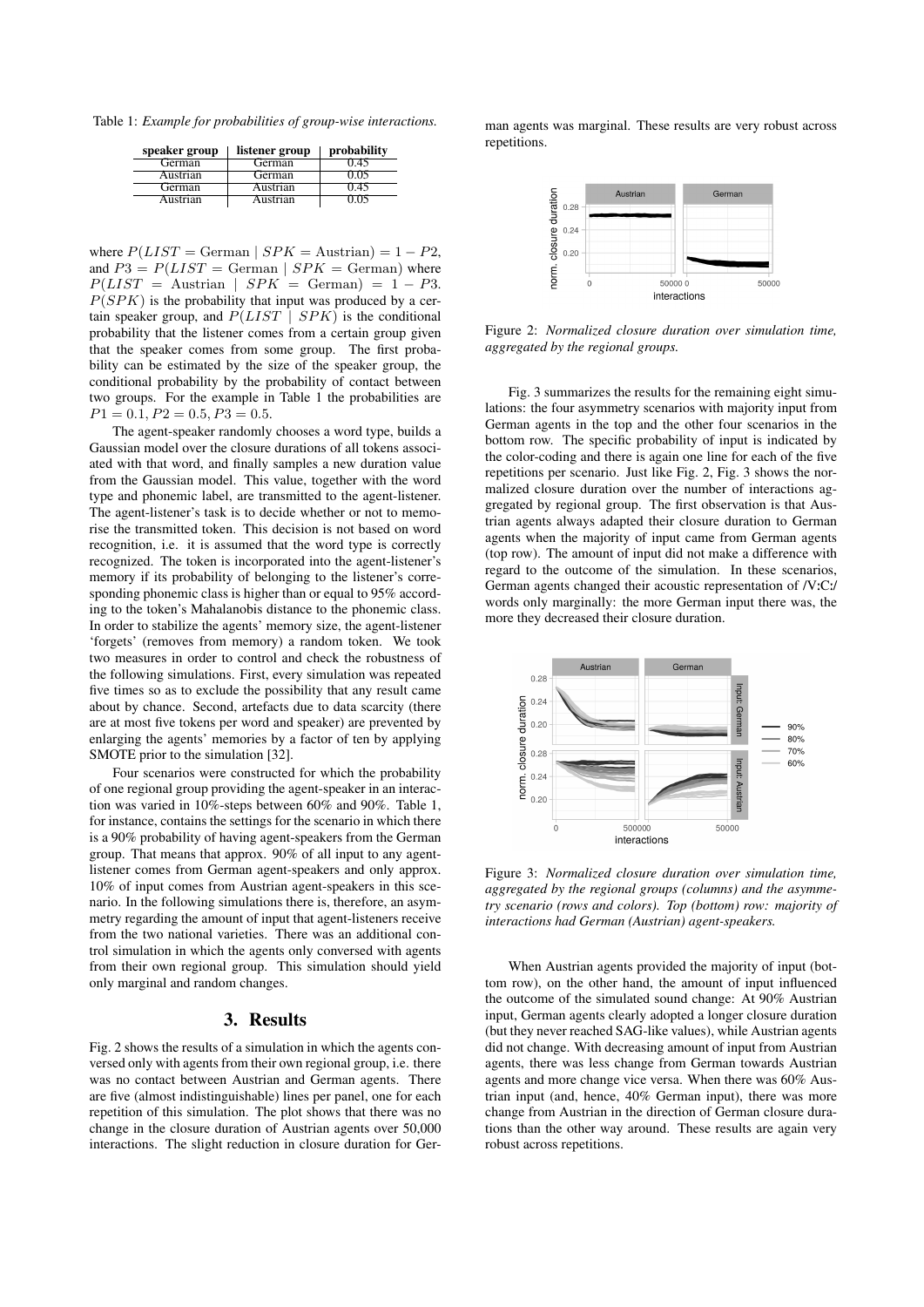Table 1: *Example for probabilities of group-wise interactions.*

| speaker group | listener group | probability |
|---|---|---|
| German | German | 0.45 |
| Austrian | German | 0.05 |
| German | Austrian | 0.45 |
| Austrian | Austrian | 0.05 |

where $P(LIST = \text{German} \mid SPK = \text{Austrian}) = 1 - P2$, and $P3 = P(LIST = \text{German} \mid SPK = \text{German})$ where $P(LIST = \text{Austrian} \mid SPK = \text{German}) = 1 - P3$. $P(SPK)$ is the probability that input was produced by a certain speaker group, and $P(LIST \mid SPK)$ is the conditional probability that the listener comes from a certain group given that the speaker comes from some group. The first probability can be estimated by the size of the speaker group, the conditional probability by the probability of contact between two groups. For the example in Table 1 the probabilities are $P1 = 0.1, P2 = 0.5, P3 = 0.5$.

The agent-speaker randomly chooses a word type, builds a Gaussian model over the closure durations of all tokens associated with that word, and finally samples a new duration value from the Gaussian model. This value, together with the word type and phonemic label, are transmitted to the agent-listener. The agent-listener's task is to decide whether or not to memorise the transmitted token. This decision is not based on word recognition, i.e. it is assumed that the word type is correctly recognized. The token is incorporated into the agent-listener's memory if its probability of belonging to the listener's corresponding phonemic class is higher than or equal to 95% according to the token's Mahalanobis distance to the phonemic class. In order to stabilize the agents' memory size, the agent-listener 'forgets' (removes from memory) a random token. We took two measures in order to control and check the robustness of the following simulations. First, every simulation was repeated five times so as to exclude the possibility that any result came about by chance. Second, artefacts due to data scarcity (there are at most five tokens per word and speaker) are prevented by enlarging the agents' memories by a factor of ten by applying SMOTE prior to the simulation [32].

Four scenarios were constructed for which the probability of one regional group providing the agent-speaker in an interaction was varied in 10%-steps between 60% and 90%. Table 1, for instance, contains the settings for the scenario in which there is a 90% probability of having agent-speakers from the German group. That means that approx. 90% of all input to any agent-listener comes from German agent-speakers and only approx. 10% of input comes from Austrian agent-speakers in this scenario. In the following simulations there is, therefore, an asymmetry regarding the amount of input that agent-listeners receive from the two national varieties. There was an additional control simulation in which the agents only conversed with agents from their own regional group. This simulation should yield only marginal and random changes.

## 3. Results

Fig. 2 shows the results of a simulation in which the agents conversed only with agents from their own regional group, i.e. there was no contact between Austrian and German agents. There are five (almost indistinguishable) lines per panel, one for each repetition of this simulation. The plot shows that there was no change in the closure duration of Austrian agents over 50,000 interactions. The slight reduction in closure duration for German agents was marginal. These results are very robust across repetitions.

Figure 2: *Normalized closure duration over simulation time, aggregated by the regional groups.*

Fig. 3 summarizes the results for the remaining eight simulations: the four asymmetry scenarios with majority input from German agents in the top and the other four scenarios in the bottom row. The specific probability of input is indicated by the color-coding and there is again one line for each of the five repetitions per scenario. Just like Fig. 2, Fig. 3 shows the normalized closure duration over the number of interactions aggregated by regional group. The first observation is that Austrian agents always adapted their closure duration to German agents when the majority of input came from German agents (top row). The amount of input did not make a difference with regard to the outcome of the simulation. In these scenarios, German agents changed their acoustic representation of /V:C:/ words only marginally: the more German input there was, the more they decreased their closure duration.

Figure 3: *Normalized closure duration over simulation time, aggregated by the regional groups (columns) and the asymmetry scenario (rows and colors). Top (bottom) row: majority of interactions had German (Austrian) agent-speakers.*

When Austrian agents provided the majority of input (bottom row), on the other hand, the amount of input influenced the outcome of the simulated sound change: At 90% Austrian input, German agents clearly adopted a longer closure duration (but they never reached SAG-like values), while Austrian agents did not change. With decreasing amount of input from Austrian agents, there was less change from German towards Austrian agents and more change vice versa. When there was 60% Austrian input (and, hence, 40% German input), there was more change from Austrian in the direction of German closure durations than the other way around. These results are again very robust across repetitions.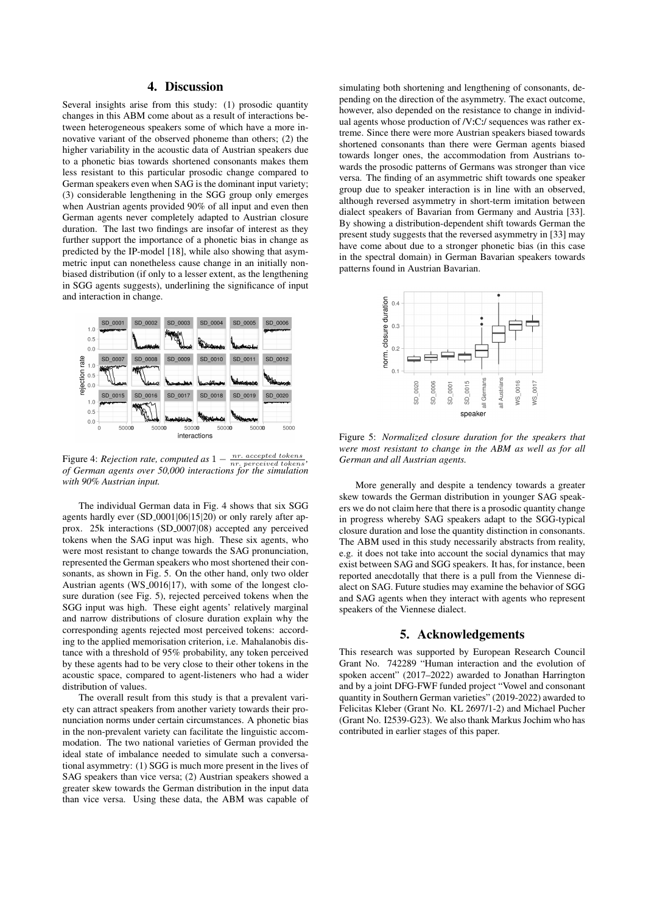## 4. Discussion

Several insights arise from this study: (1) prosodic quantity changes in this ABM come about as a result of interactions between heterogeneous speakers some of which have a more innovative variant of the observed phoneme than others; (2) the higher variability in the acoustic data of Austrian speakers due to a phonetic bias towards shortened consonants makes them less resistant to this particular prosodic change compared to German speakers even when SAG is the dominant input variety; (3) considerable lengthening in the SGG group only emerges when Austrian agents provided 90% of all input and even then German agents never completely adapted to Austrian closure duration. The last two findings are insofar of interest as they further support the importance of a phonetic bias in change as predicted by the IP-model [18], while also showing that asymmetric input can nonetheless cause change in an initially non-biased distribution (if only to a lesser extent, as the lengthening in SGG agents suggests), underlining the significance of input and interaction in change.

Figure 4: *Rejection rate, computed as* $1 - \frac{nr.\ accepted\ tokens}{nr.\ perceived\ tokens}$*, of German agents over 50,000 interactions for the simulation with 90% Austrian input.*

The individual German data in Fig. 4 shows that six SGG agents hardly ever (SD_0001|06|15|20) or only rarely after approx. 25k interactions (SD_0007|08) accepted any perceived tokens when the SAG input was high. These six agents, who were most resistant to change towards the SAG pronunciation, represented the German speakers who most shortened their consonants, as shown in Fig. 5. On the other hand, only two older Austrian agents (WS_0016|17), with some of the longest closure duration (see Fig. 5), rejected perceived tokens when the SGG input was high. These eight agents' relatively marginal and narrow distributions of closure duration explain why the corresponding agents rejected most perceived tokens: according to the applied memorisation criterion, i.e. Mahalanobis distance with a threshold of 95% probability, any token perceived by these agents had to be very close to their other tokens in the acoustic space, compared to agent-listeners who had a wider distribution of values.

The overall result from this study is that a prevalent variety can attract speakers from another variety towards their pronunciation norms under certain circumstances. A phonetic bias in the non-prevalent variety can facilitate the linguistic accommodation. The two national varieties of German provided the ideal state of imbalance needed to simulate such a conversational asymmetry: (1) SGG is much more present in the lives of SAG speakers than vice versa; (2) Austrian speakers showed a greater skew towards the German distribution in the input data than vice versa. Using these data, the ABM was capable of simulating both shortening and lengthening of consonants, depending on the direction of the asymmetry. The exact outcome, however, also depended on the resistance to change in individual agents whose production of /V:C:/ sequences was rather extreme. Since there were more Austrian speakers biased towards shortened consonants than there were German agents biased towards longer ones, the accommodation from Austrians towards the prosodic patterns of Germans was stronger than vice versa. The finding of an asymmetric shift towards one speaker group due to speaker interaction is in line with an observed, although reversed asymmetry in short-term imitation between dialect speakers of Bavarian from Germany and Austria [33]. By showing a distribution-dependent shift towards German the present study suggests that the reversed asymmetry in [33] may have come about due to a stronger phonetic bias (in this case in the spectral domain) in German Bavarian speakers towards patterns found in Austrian Bavarian.

Figure 5: *Normalized closure duration for the speakers that were most resistant to change in the ABM as well as for all German and all Austrian agents.*

More generally and despite a tendency towards a greater skew towards the German distribution in younger SAG speakers we do not claim here that there is a prosodic quantity change in progress whereby SAG speakers adapt to the SGG-typical closure duration and lose the quantity distinction in consonants. The ABM used in this study necessarily abstracts from reality, e.g. it does not take into account the social dynamics that may exist between SAG and SGG speakers. It has, for instance, been reported anecdotally that there is a pull from the Viennese dialect on SAG. Future studies may examine the behavior of SGG and SAG agents when they interact with agents who represent speakers of the Viennese dialect.

## 5. Acknowledgements

This research was supported by European Research Council Grant No. 742289 "Human interaction and the evolution of spoken accent" (2017–2022) awarded to Jonathan Harrington and by a joint DFG-FWF funded project "Vowel and consonant quantity in Southern German varieties" (2019-2022) awarded to Felicitas Kleber (Grant No. KL 2697/1-2) and Michael Pucher (Grant No. I2539-G23). We also thank Markus Jochim who has contributed in earlier stages of this paper.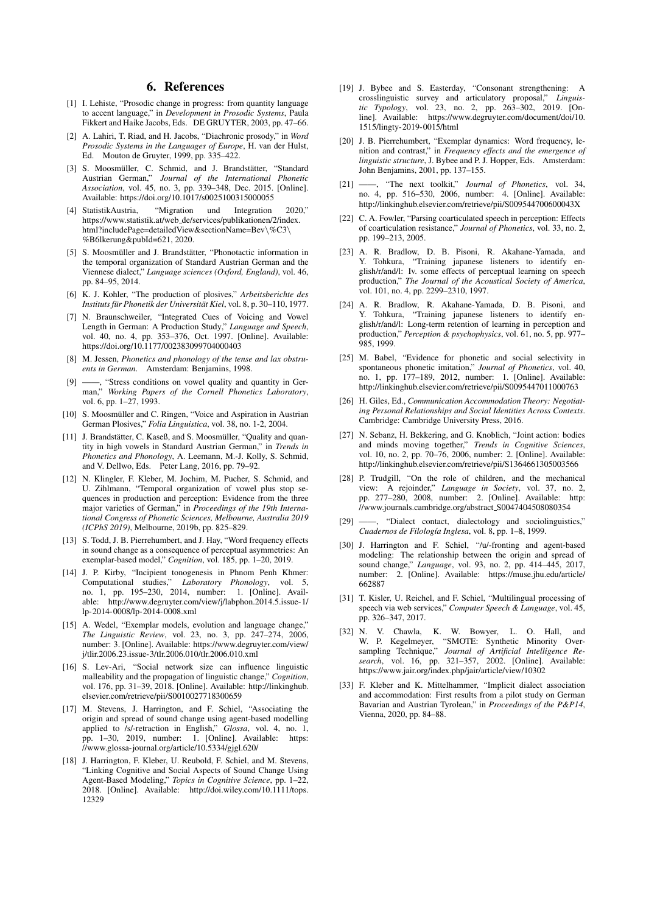## 6. References

[1] I. Lehiste, "Prosodic change in progress: from quantity language to accent language," in *Development in Prosodic Systems*, Paula Fikkert and Haike Jacobs, Eds. DE GRUYTER, 2003, pp. 47–66.

[2] A. Lahiri, T. Riad, and H. Jacobs, "Diachronic prosody," in *Word Prosodic Systems in the Languages of Europe*, H. van der Hulst, Ed. Mouton de Gruyter, 1999, pp. 335–422.

[3] S. Moosmüller, C. Schmid, and J. Brandstätter, "Standard Austrian German," *Journal of the International Phonetic Association*, vol. 45, no. 3, pp. 339–348, Dec. 2015. [Online]. Available: https://doi.org/10.1017/s0025100315000055

[4] StatistikAustria, "Migration und Integration 2020," https://www.statistik.at/web_de/services/publikationen/2/index.html?includePage=detailedView&sectionName=Bev\%C3\%B6lkerung&pubId=621, 2020.

[5] S. Moosmüller and J. Brandstätter, "Phonotactic information in the temporal organization of Standard Austrian German and the Viennese dialect," *Language sciences (Oxford, England)*, vol. 46, pp. 84–95, 2014.

[6] K. J. Kohler, "The production of plosives," *Arbeitsberichte des Instituts für Phonetik der Universität Kiel*, vol. 8, p. 30–110, 1977.

[7] N. Braunschweiler, "Integrated Cues of Voicing and Vowel Length in German: A Production Study," *Language and Speech*, vol. 40, no. 4, pp. 353–376, Oct. 1997. [Online]. Available: https://doi.org/10.1177/002383099704000403

[8] M. Jessen, *Phonetics and phonology of the tense and lax obstruents in German*. Amsterdam: Benjamins, 1998.

[9] ——, "Stress conditions on vowel quality and quantity in German," *Working Papers of the Cornell Phonetics Laboratory*, vol. 6, pp. 1–27, 1993.

[10] S. Moosmüller and C. Ringen, "Voice and Aspiration in Austrian German Plosives," *Folia Linguistica*, vol. 38, no. 1-2, 2004.

[11] J. Brandstätter, C. Kaseß, and S. Moosmüller, "Quality and quantity in high vowels in Standard Austrian German," in *Trends in Phonetics and Phonology*, A. Leemann, M.-J. Kolly, S. Schmid, and V. Dellwo, Eds. Peter Lang, 2016, pp. 79–92.

[12] N. Klingler, F. Kleber, M. Jochim, M. Pucher, S. Schmid, and U. Zihlmann, "Temporal organization of vowel plus stop sequences in production and perception: Evidence from the three major varieties of German," in *Proceedings of the 19th International Congress of Phonetic Sciences, Melbourne, Australia 2019 (ICPhS 2019)*, Melbourne, 2019b, pp. 825–829.

[13] S. Todd, J. B. Pierrehumbert, and J. Hay, "Word frequency effects in sound change as a consequence of perceptual asymmetries: An exemplar-based model," *Cognition*, vol. 185, pp. 1–20, 2019.

[14] J. P. Kirby, "Incipient tonogenesis in Phnom Penh Khmer: Computational studies," *Laboratory Phonology*, vol. 5, no. 1, pp. 195–230, 2014, number: 1. [Online]. Available: http://www.degruyter.com/view/j/labphon.2014.5.issue-1/lp-2014-0008/lp-2014-0008.xml

[15] A. Wedel, "Exemplar models, evolution and language change," *The Linguistic Review*, vol. 23, no. 3, pp. 247–274, 2006, number: 3. [Online]. Available: https://www.degruyter.com/view/j/tlir.2006.23.issue-3/tlr.2006.010/tlr.2006.010.xml

[16] S. Lev-Ari, "Social network size can influence linguistic malleability and the propagation of linguistic change," *Cognition*, vol. 176, pp. 31–39, 2018. [Online]. Available: http://linkinghub.elsevier.com/retrieve/pii/S0010027718300659

[17] M. Stevens, J. Harrington, and F. Schiel, "Associating the origin and spread of sound change using agent-based modelling applied to /s/-retraction in English," *Glossa*, vol. 4, no. 1, pp. 1–30, 2019, number: 1. [Online]. Available: https://www.glossa-journal.org/article/10.5334/gjgl.620/

[18] J. Harrington, F. Kleber, U. Reubold, F. Schiel, and M. Stevens, "Linking Cognitive and Social Aspects of Sound Change Using Agent-Based Modeling," *Topics in Cognitive Science*, pp. 1–22, 2018. [Online]. Available: http://doi.wiley.com/10.1111/tops.12329

[19] J. Bybee and S. Easterday, "Consonant strengthening: A crosslinguistic survey and articulatory proposal," *Linguistic Typology*, vol. 23, no. 2, pp. 263–302, 2019. [Online]. Available: https://www.degruyter.com/document/doi/10.1515/lingty-2019-0015/html

[20] J. B. Pierrehumbert, "Exemplar dynamics: Word frequency, lenition and contrast," in *Frequency effects and the emergence of linguistic structure*, J. Bybee and P. J. Hopper, Eds. Amsterdam: John Benjamins, 2001, pp. 137–155.

[21] ——, "The next toolkit," *Journal of Phonetics*, vol. 34, no. 4, pp. 516–530, 2006, number: 4. [Online]. Available: http://linkinghub.elsevier.com/retrieve/pii/S009544700600043X

[22] C. A. Fowler, "Parsing coarticulated speech in perception: Effects of coarticulation resistance," *Journal of Phonetics*, vol. 33, no. 2, pp. 199–213, 2005.

[23] A. R. Bradlow, D. B. Pisoni, R. Akahane-Yamada, and Y. Tohkura, "Training japanese listeners to identify english/r/and/l: Iv. some effects of perceptual learning on speech production," *The Journal of the Acoustical Society of America*, vol. 101, no. 4, pp. 2299–2310, 1997.

[24] A. R. Bradlow, R. Akahane-Yamada, D. B. Pisoni, and Y. Tohkura, "Training japanese listeners to identify english/r/and/l: Long-term retention of learning in perception and production," *Perception & psychophysics*, vol. 61, no. 5, pp. 977–985, 1999.

[25] M. Babel, "Evidence for phonetic and social selectivity in spontaneous phonetic imitation," *Journal of Phonetics*, vol. 40, no. 1, pp. 177–189, 2012, number: 1. [Online]. Available: http://linkinghub.elsevier.com/retrieve/pii/S0095447011000763

[26] H. Giles, Ed., *Communication Accommodation Theory: Negotiating Personal Relationships and Social Identities Across Contexts*. Cambridge: Cambridge University Press, 2016.

[27] N. Sebanz, H. Bekkering, and G. Knoblich, "Joint action: bodies and minds moving together," *Trends in Cognitive Sciences*, vol. 10, no. 2, pp. 70–76, 2006, number: 2. [Online]. Available: http://linkinghub.elsevier.com/retrieve/pii/S1364661305003566

[28] P. Trudgill, "On the role of children, and the mechanical view: A rejoinder," *Language in Society*, vol. 37, no. 2, pp. 277–280, 2008, number: 2. [Online]. Available: http://www.journals.cambridge.org/abstract_S0047404508080354

[29] ——, "Dialect contact, dialectology and sociolinguistics," *Cuadernos de Filología Inglesa*, vol. 8, pp. 1–8, 1999.

[30] J. Harrington and F. Schiel, "/u/-fronting and agent-based modeling: The relationship between the origin and spread of sound change," *Language*, vol. 93, no. 2, pp. 414–445, 2017, number: 2. [Online]. Available: https://muse.jhu.edu/article/662887

[31] T. Kisler, U. Reichel, and F. Schiel, "Multilingual processing of speech via web services," *Computer Speech & Language*, vol. 45, pp. 326–347, 2017.

[32] N. V. Chawla, K. W. Bowyer, L. O. Hall, and W. P. Kegelmeyer, "SMOTE: Synthetic Minority Oversampling Technique," *Journal of Artificial Intelligence Research*, vol. 16, pp. 321–357, 2002. [Online]. Available: https://www.jair.org/index.php/jair/article/view/10302

[33] F. Kleber and K. Mittelhammer, "Implicit dialect association and accommodation: First results from a pilot study on German Bavarian and Austrian Tyrolean," in *Proceedings of the P&P14*, Vienna, 2020, pp. 84–88.